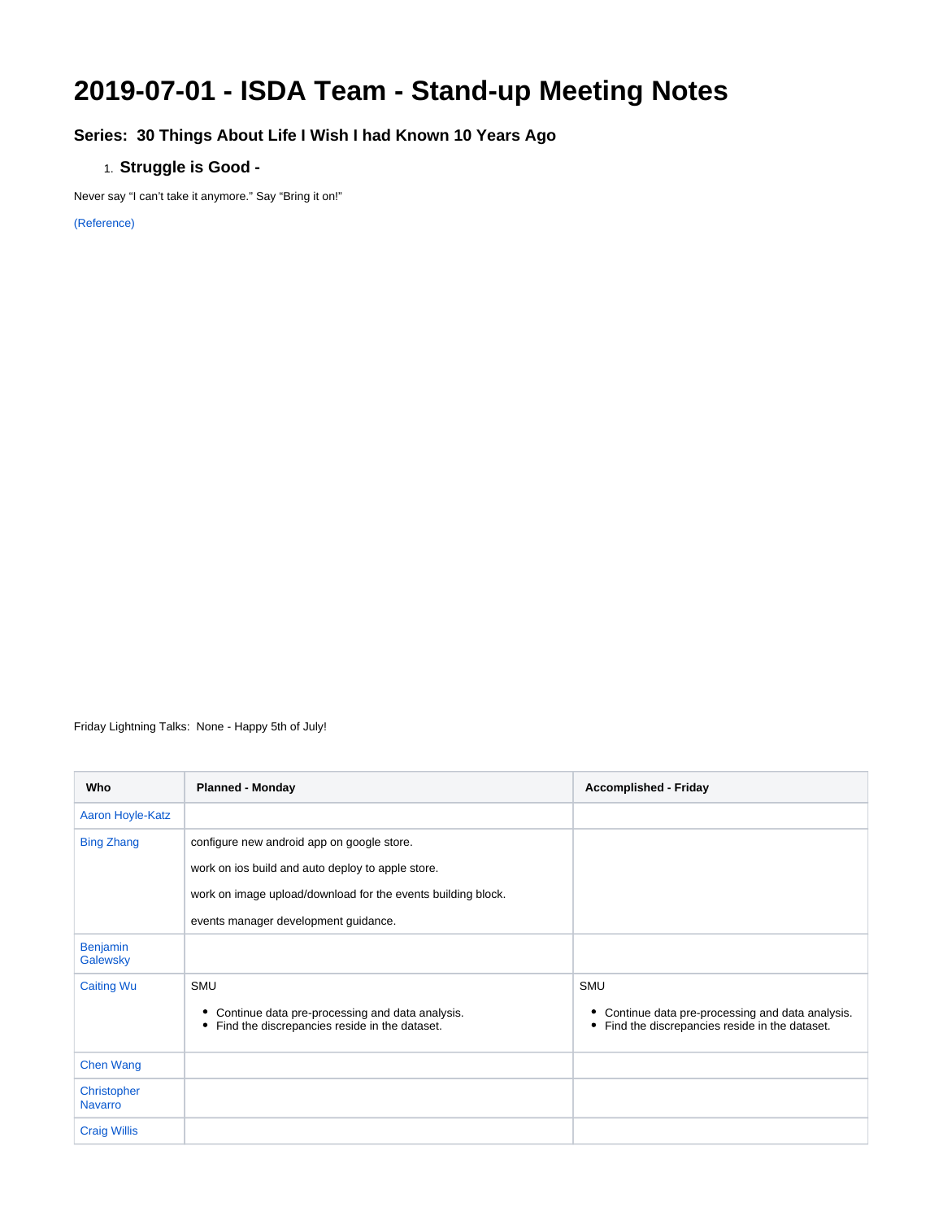# 2019-07-01 - ISDA Team - Stand-up Meeting Notes

### Series:  30 Things About Life I Wish I had Known 10 Years Ago

1. **Struggle is Good -**

Never say “I can’t take it anymore.” Say “Bring it on!”

(Reference)

Friday Lightning Talks:  None - Happy 5th of July!

| Who | Planned - Monday | Accomplished - Friday |
|---|---|---|
| Aaron Hoyle-Katz | | |
| Bing Zhang | configure new android app on google store.<br><br>work on ios build and auto deploy to apple store.<br><br>work on image upload/download for the events building block.<br><br>events manager development guidance. | |
| Benjamin Galewsky | | |
| Caiting Wu | SMU<br><br>• Continue data pre-processing and data analysis.<br>• Find the discrepancies reside in the dataset. | SMU<br><br>• Continue data pre-processing and data analysis.<br>• Find the discrepancies reside in the dataset. |
| Chen Wang | | |
| Christopher Navarro | | |
| Craig Willis | | |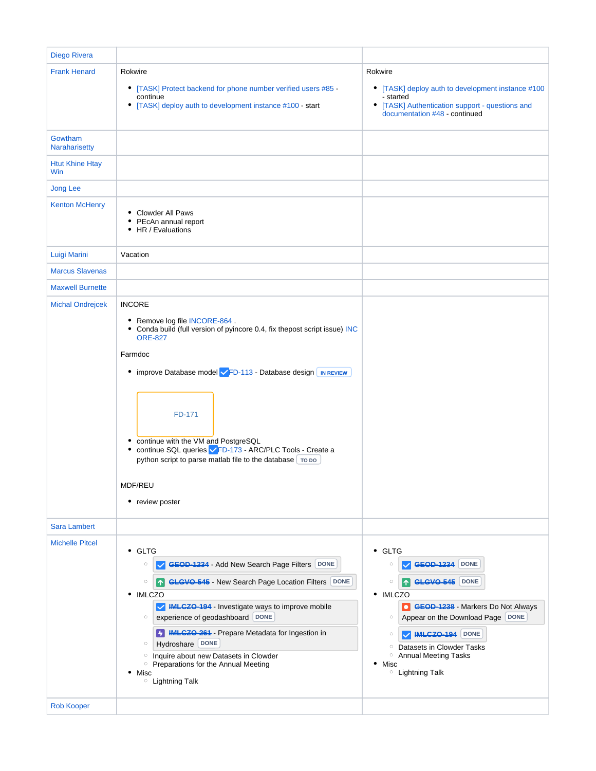| | | |
|---|---|---|
| Diego Rivera | | |
| Frank Henard | Rokwire<br>• [TASK] Protect backend for phone number verified users #85 - continue<br>• [TASK] deploy auth to development instance #100 - start | Rokwire<br>• [TASK] deploy auth to development instance #100 - started<br>• [TASK] Authentication support - questions and documentation #48 - continued |
| Gowtham Naraharisetty | | |
| Htut Khine Htay Win | | |
| Jong Lee | | |
| Kenton McHenry | • Clowder All Paws<br>• PEcAn annual report<br>• HR / Evaluations | |
| Luigi Marini | Vacation | |
| Marcus Slavenas | | |
| Maxwell Burnette | | |
| Michal Ondrejcek | INCORE<br>• Remove log file INCORE-864 .<br>• Conda build (full version of pyincore 0.4, fix thepost script issue) INCORE-827<br><br>Farmdoc<br>• improve Database model FD-113 - Database design IN REVIEW<br>FD-171<br>• continue with the VM and PostgreSQL<br>• continue SQL queries FD-173 - ARC/PLC Tools - Create a python script to parse matlab file to the database TO DO<br><br>MDF/REU<br>• review poster | |
| Sara Lambert | | |
| Michelle Pitcel | • GLTG<br>  ◦ ~~GEOD-1234~~ - Add New Search Page Filters DONE<br>  ◦ ~~GLGVO-545~~ - New Search Page Location Filters DONE<br>• IMLCZO<br>  ◦ ~~IMLCZO-194~~ - Investigate ways to improve mobile experience of geodashboard DONE<br>  ◦ ~~IMLCZO-261~~ - Prepare Metadata for Ingestion in Hydroshare DONE<br>  ◦ Inquire about new Datasets in Clowder<br>  ◦ Preparations for the Annual Meeting<br>• Misc<br>  ◦ Lightning Talk | • GLTG<br>  ◦ ~~GEOD-1234~~ DONE<br>  ◦ ~~GLGVO-545~~ DONE<br>• IMLCZO<br>  ◦ ~~GEOD-1238~~ - Markers Do Not Always Appear on the Download Page DONE<br>  ◦ ~~IMLCZO-194~~ DONE<br>  ◦ Datasets in Clowder Tasks<br>  ◦ Annual Meeting Tasks<br>• Misc<br>  ◦ Lightning Talk |
| Rob Kooper | | |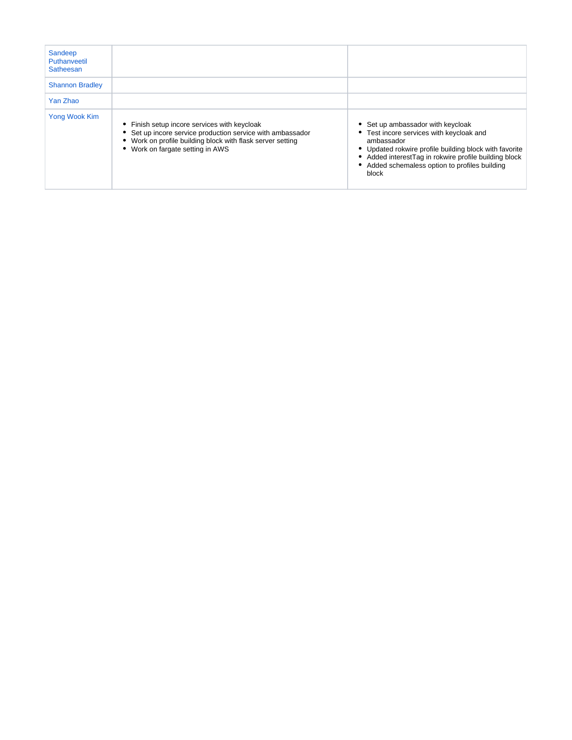| | | |
|---|---|---|
| Sandeep Puthanveetil Satheesan | | |
| Shannon Bradley | | |
| Yan Zhao | | |
| Yong Wook Kim | <ul><li>Finish setup incore services with keycloak</li><li>Set up incore service production service with ambassador</li><li>Work on profile building block with flask server setting</li><li>Work on fargate setting in AWS</li></ul> | <ul><li>Set up ambassador with keycloak</li><li>Test incore services with keycloak and ambassador</li><li>Updated rokwire profile building block with favorite</li><li>Added interestTag in rokwire profile building block</li><li>Added schemaless option to profiles building block</li></ul> |